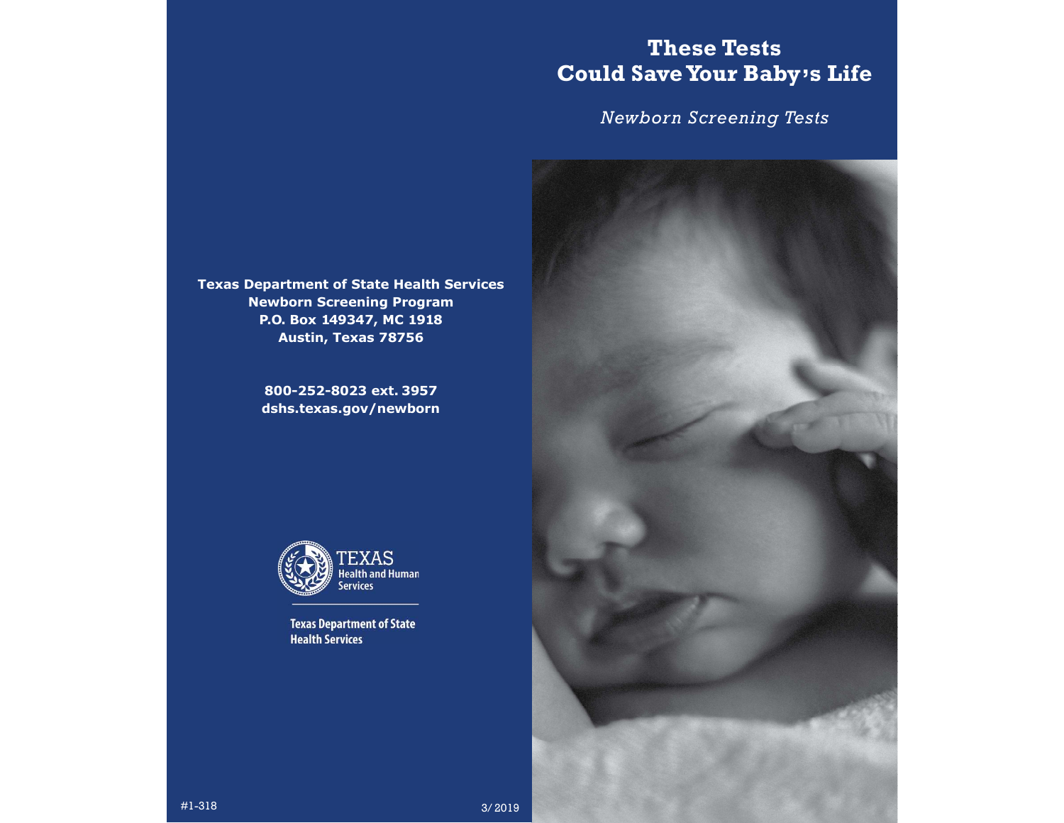# These Tests Could Save Your Baby's Life

*Newborn Screening Tests*

**Texas Department of State Health Services**
**Newborn Screening Program**
**P.O. Box 149347, MC 1918**
**Austin, Texas 78756**

**800-252-8023 ext. 3957**
**dshs.texas.gov/newborn**

TEXAS
Health and Human Services

Texas Department of State Health Services

#1-318

3/2019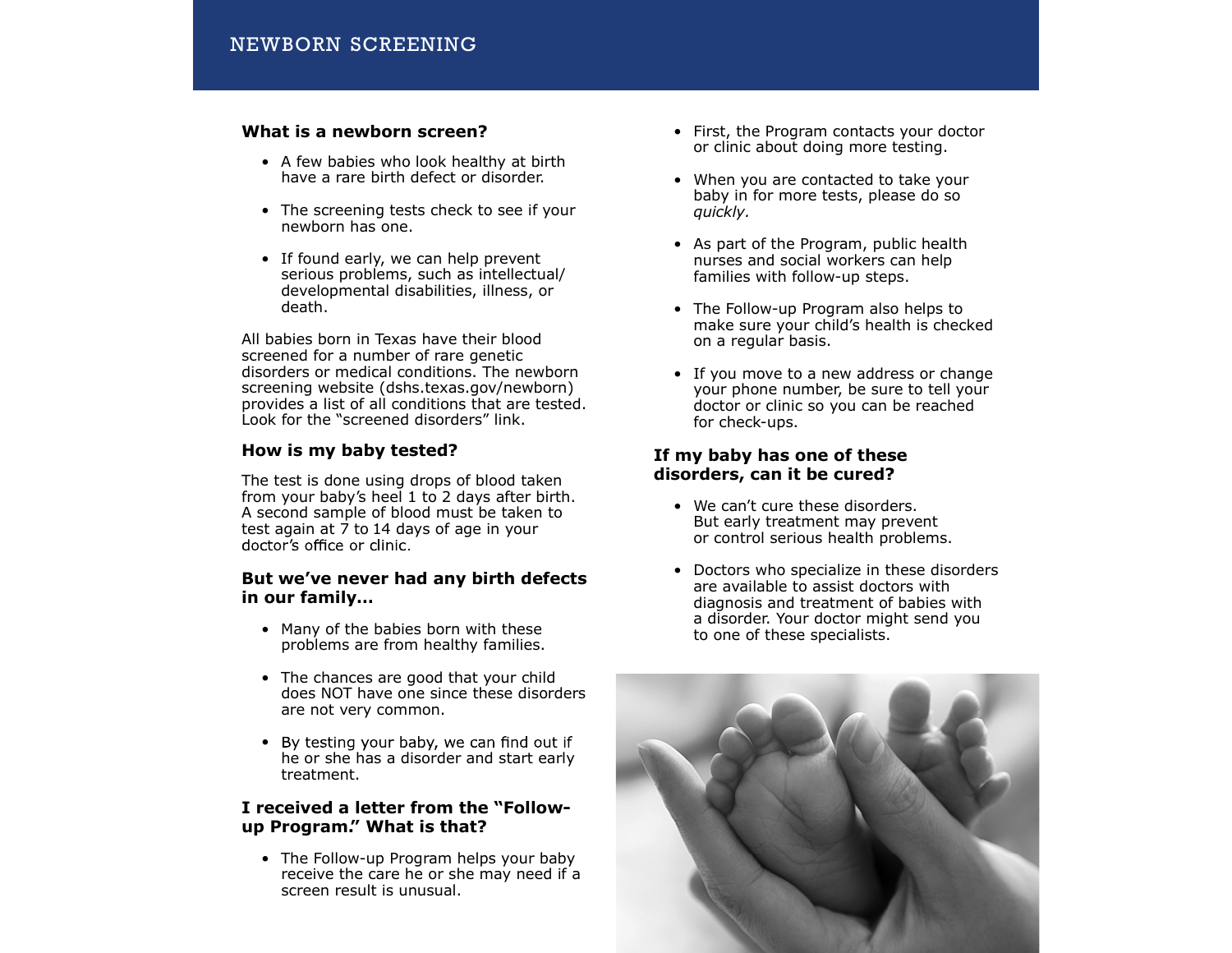# NEWBORN SCREENING

## What is a newborn screen?

- A few babies who look healthy at birth have a rare birth defect or disorder.
- The screening tests check to see if your newborn has one.
- If found early, we can help prevent serious problems, such as intellectual/developmental disabilities, illness, or death.

All babies born in Texas have their blood screened for a number of rare genetic disorders or medical conditions. The newborn screening website (dshs.texas.gov/newborn) provides a list of all conditions that are tested. Look for the "screened disorders" link.

## How is my baby tested?

The test is done using drops of blood taken from your baby's heel 1 to 2 days after birth. A second sample of blood must be taken to test again at 7 to 14 days of age in your doctor's office or clinic.

## But we've never had any birth defects in our family…

- Many of the babies born with these problems are from healthy families.
- The chances are good that your child does NOT have one since these disorders are not very common.
- By testing your baby, we can find out if he or she has a disorder and start early treatment.

## I received a letter from the "Follow-up Program." What is that?

- The Follow-up Program helps your baby receive the care he or she may need if a screen result is unusual.
- First, the Program contacts your doctor or clinic about doing more testing.
- When you are contacted to take your baby in for more tests, please do so *quickly.*
- As part of the Program, public health nurses and social workers can help families with follow-up steps.
- The Follow-up Program also helps to make sure your child's health is checked on a regular basis.
- If you move to a new address or change your phone number, be sure to tell your doctor or clinic so you can be reached for check-ups.

## If my baby has one of these disorders, can it be cured?

- We can't cure these disorders. But early treatment may prevent or control serious health problems.
- Doctors who specialize in these disorders are available to assist doctors with diagnosis and treatment of babies with a disorder. Your doctor might send you to one of these specialists.